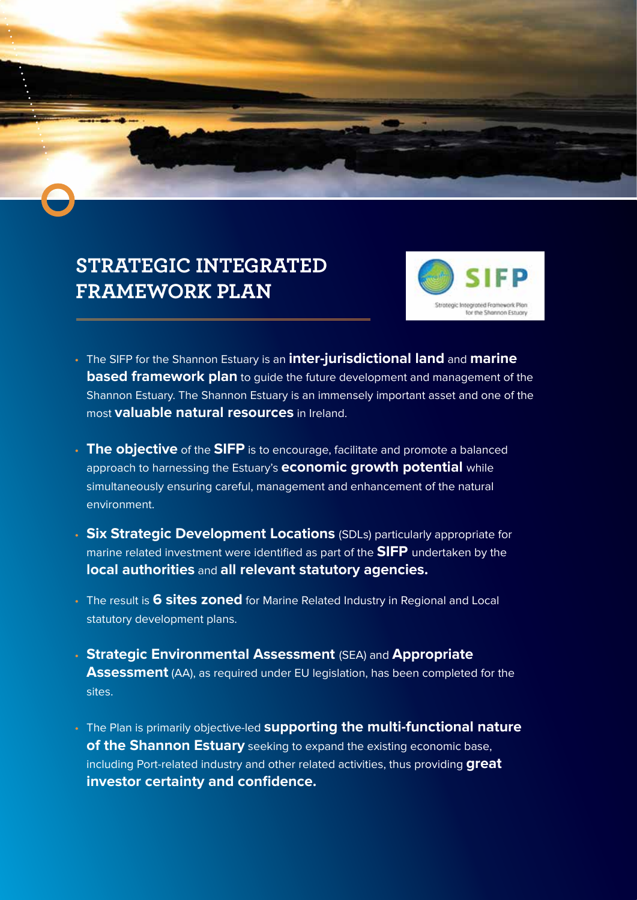# STRATEGIC INTEGRATED FRAMEWORK PLAN

- The SIFP for the Shannon Estuary is an **inter-jurisdictional land** and **marine based framework plan** to guide the future development and management of the Shannon Estuary. The Shannon Estuary is an immensely important asset and one of the most **valuable natural resources** in Ireland.
- **The objective** of the **SIFP** is to encourage, facilitate and promote a balanced approach to harnessing the Estuary's **economic growth potential** while simultaneously ensuring careful, management and enhancement of the natural environment.
- **Six Strategic Development Locations** (SDLs) particularly appropriate for marine related investment were identified as part of the **SIFP** undertaken by the **local authorities** and **all relevant statutory agencies.**
- The result is **6 sites zoned** for Marine Related Industry in Regional and Local statutory development plans.
- **Strategic Environmental Assessment** (SEA) and **Appropriate Assessment** (AA), as required under EU legislation, has been completed for the sites.
- The Plan is primarily objective-led **supporting the multi-functional nature of the Shannon Estuary** seeking to expand the existing economic base, including Port-related industry and other related activities, thus providing **great investor certainty and confidence.**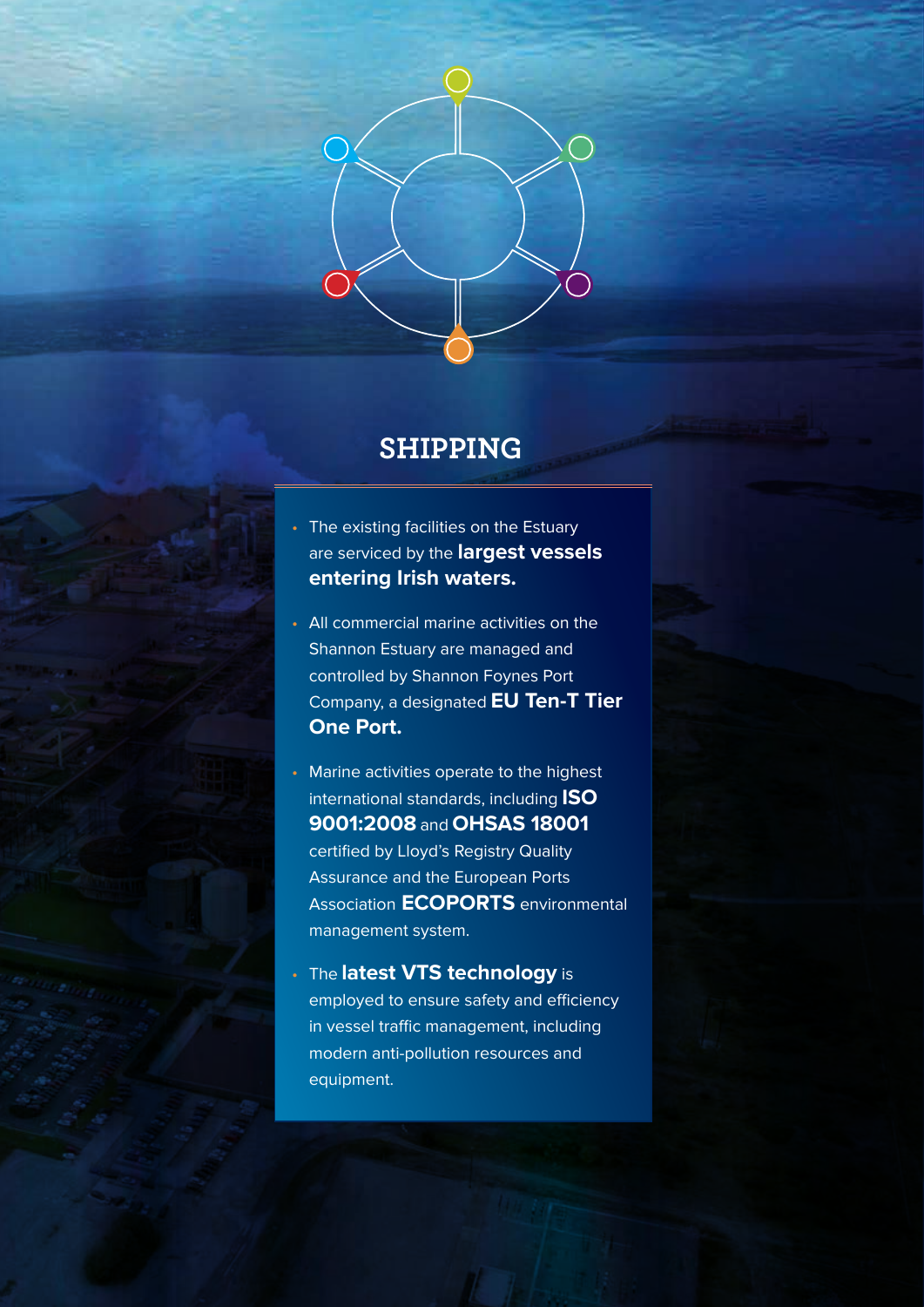## SHIPPING

- The existing facilities on the Estuary are serviced by the **largest vessels entering Irish waters.**
- All commercial marine activities on the Shannon Estuary are managed and controlled by Shannon Foynes Port Company, a designated **EU Ten-T Tier One Port.**
- Marine activities operate to the highest international standards, including **ISO 9001:2008** and **OHSAS 18001** certified by Lloyd's Registry Quality Assurance and the European Ports Association **ECOPORTS** environmental management system.
- The **latest VTS technology** is employed to ensure safety and efficiency in vessel traffic management, including modern anti-pollution resources and equipment.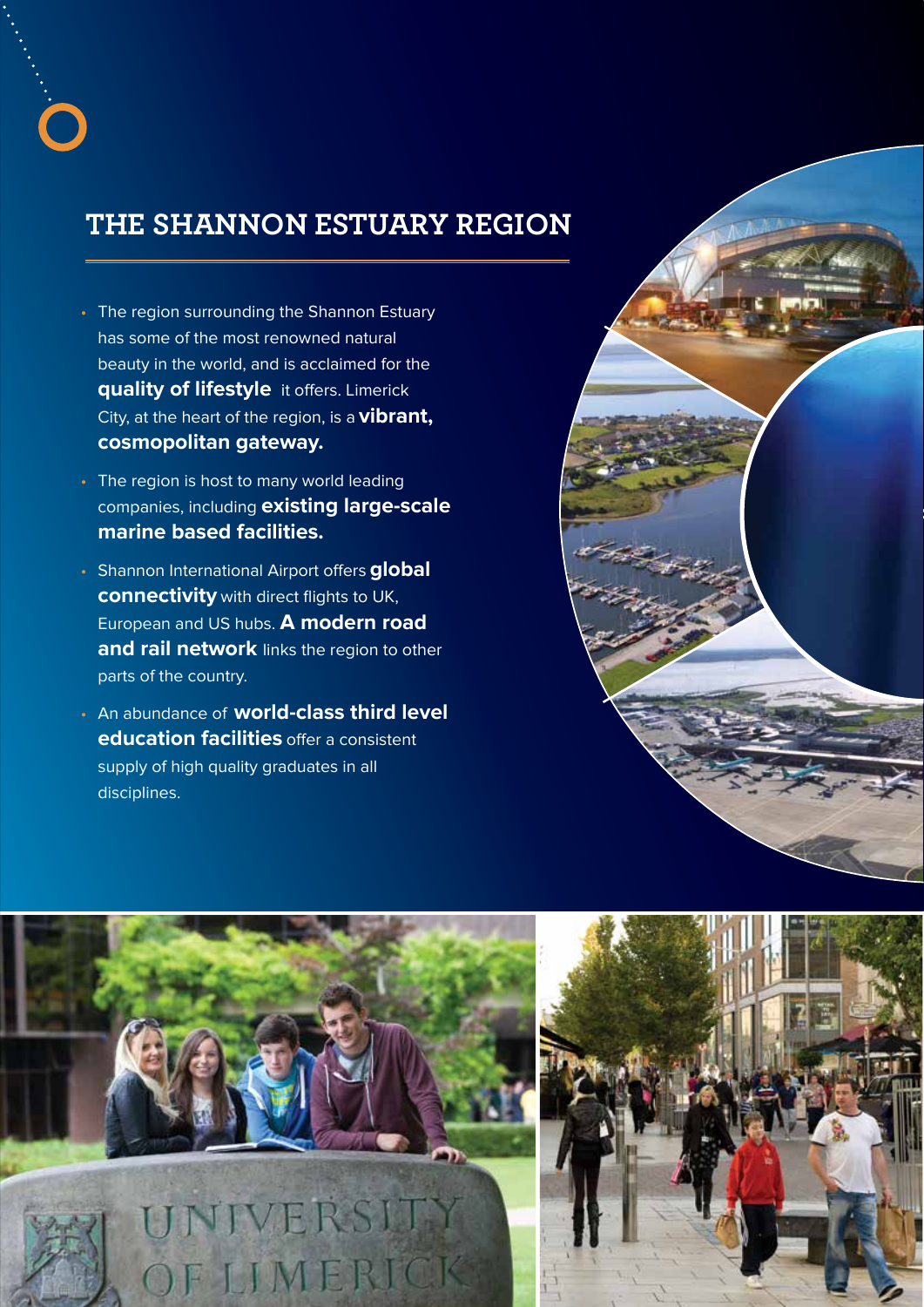# THE SHANNON ESTUARY REGION

- The region surrounding the Shannon Estuary has some of the most renowned natural beauty in the world, and is acclaimed for the **quality of lifestyle** it offers. Limerick City, at the heart of the region, is a **vibrant, cosmopolitan gateway.**
- The region is host to many world leading companies, including **existing large-scale marine based facilities.**
- Shannon International Airport offers **global connectivity** with direct flights to UK, European and US hubs. **A modern road and rail network** links the region to other parts of the country.
- An abundance of **world-class third level education facilities** offer a consistent supply of high quality graduates in all disciplines.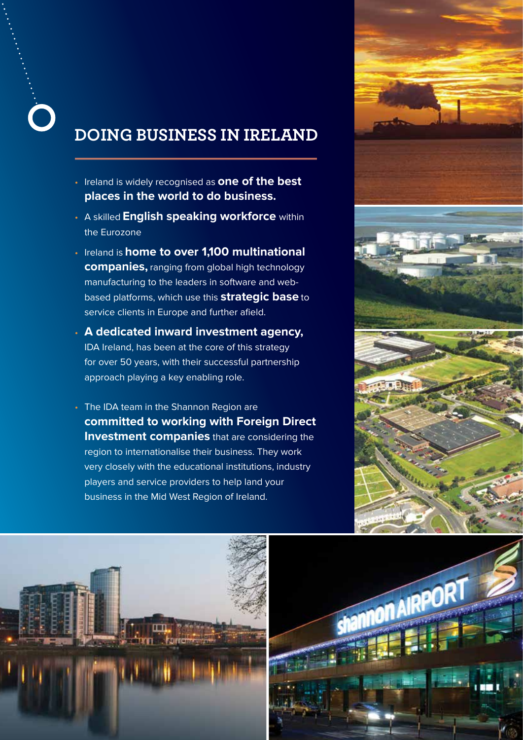# DOING BUSINESS IN IRELAND

- Ireland is widely recognised as **one of the best places in the world to do business.**
- A skilled **English speaking workforce** within the Eurozone
- Ireland is **home to over 1,100 multinational companies,** ranging from global high technology manufacturing to the leaders in software and web-based platforms, which use this **strategic base** to service clients in Europe and further afield.
- **A dedicated inward investment agency,** IDA Ireland, has been at the core of this strategy for over 50 years, with their successful partnership approach playing a key enabling role.
- The IDA team in the Shannon Region are **committed to working with Foreign Direct Investment companies** that are considering the region to internationalise their business. They work very closely with the educational institutions, industry players and service providers to help land your business in the Mid West Region of Ireland.